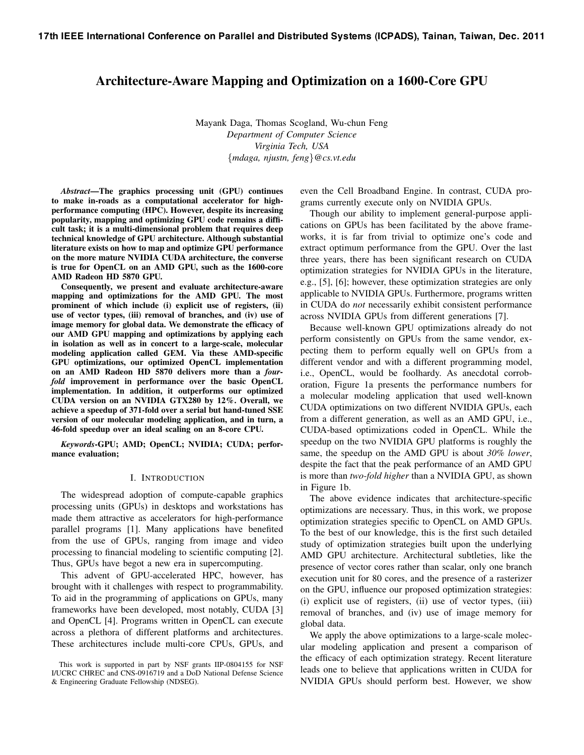17th IEEE International Conference on Parallel and Distributed Systems (ICPADS), Tainan, Taiwan, Dec. 2011

# Architecture-Aware Mapping and Optimization on a 1600-Core GPU

Mayank Daga, Thomas Scogland, Wu-chun Feng
*Department of Computer Science*
*Virginia Tech, USA*
{*mdaga, njustn, feng*}*@cs.vt.edu*

***Abstract*—The graphics processing unit (GPU) continues to make in-roads as a computational accelerator for high-performance computing (HPC). However, despite its increasing popularity, mapping and optimizing GPU code remains a difficult task; it is a multi-dimensional problem that requires deep technical knowledge of GPU architecture. Although substantial literature exists on how to map and optimize GPU performance on the more mature NVIDIA CUDA architecture, the converse is true for OpenCL on an AMD GPU, such as the 1600-core AMD Radeon HD 5870 GPU.**

**Consequently, we present and evaluate architecture-aware mapping and optimizations for the AMD GPU. The most prominent of which include (i) explicit use of registers, (ii) use of vector types, (iii) removal of branches, and (iv) use of image memory for global data. We demonstrate the efficacy of our AMD GPU mapping and optimizations by applying each in isolation as well as in concert to a large-scale, molecular modeling application called GEM. Via these AMD-specific GPU optimizations, our optimized OpenCL implementation on an AMD Radeon HD 5870 delivers more than a *four-fold* improvement in performance over the basic OpenCL implementation. In addition, it outperforms our optimized CUDA version on an NVIDIA GTX280 by 12%. Overall, we achieve a speedup of 371-fold over a serial but hand-tuned SSE version of our molecular modeling application, and in turn, a 46-fold speedup over an ideal scaling on an 8-core CPU.**

***Keywords*-GPU; AMD; OpenCL; NVIDIA; CUDA; performance evaluation;**

## I. Introduction

The widespread adoption of compute-capable graphics processing units (GPUs) in desktops and workstations has made them attractive as accelerators for high-performance parallel programs [1]. Many applications have benefited from the use of GPUs, ranging from image and video processing to financial modeling to scientific computing [2]. Thus, GPUs have begot a new era in supercomputing.

This advent of GPU-accelerated HPC, however, has brought with it challenges with respect to programmability. To aid in the programming of applications on GPUs, many frameworks have been developed, most notably, CUDA [3] and OpenCL [4]. Programs written in OpenCL can execute across a plethora of different platforms and architectures. These architectures include multi-core CPUs, GPUs, and even the Cell Broadband Engine. In contrast, CUDA programs currently execute only on NVIDIA GPUs.

Though our ability to implement general-purpose applications on GPUs has been facilitated by the above frameworks, it is far from trivial to optimize one's code and extract optimum performance from the GPU. Over the last three years, there has been significant research on CUDA optimization strategies for NVIDIA GPUs in the literature, e.g., [5], [6]; however, these optimization strategies are only applicable to NVIDIA GPUs. Furthermore, programs written in CUDA do *not* necessarily exhibit consistent performance across NVIDIA GPUs from different generations [7].

Because well-known GPU optimizations already do not perform consistently on GPUs from the same vendor, expecting them to perform equally well on GPUs from a different vendor and with a different programming model, i.e., OpenCL, would be foolhardy. As anecdotal corroboration, Figure 1a presents the performance numbers for a molecular modeling application that used well-known CUDA optimizations on two different NVIDIA GPUs, each from a different generation, as well as an AMD GPU, i.e., CUDA-based optimizations coded in OpenCL. While the speedup on the two NVIDIA GPU platforms is roughly the same, the speedup on the AMD GPU is about *30% lower*, despite the fact that the peak performance of an AMD GPU is more than *two-fold higher* than a NVIDIA GPU, as shown in Figure 1b.

The above evidence indicates that architecture-specific optimizations are necessary. Thus, in this work, we propose optimization strategies specific to OpenCL on AMD GPUs. To the best of our knowledge, this is the first such detailed study of optimization strategies built upon the underlying AMD GPU architecture. Architectural subtleties, like the presence of vector cores rather than scalar, only one branch execution unit for 80 cores, and the presence of a rasterizer on the GPU, influence our proposed optimization strategies: (i) explicit use of registers, (ii) use of vector types, (iii) removal of branches, and (iv) use of image memory for global data.

We apply the above optimizations to a large-scale molecular modeling application and present a comparison of the efficacy of each optimization strategy. Recent literature leads one to believe that applications written in CUDA for NVIDIA GPUs should perform best. However, we show

This work is supported in part by NSF grants IIP-0804155 for NSF I/UCRC CHREC and CNS-0916719 and a DoD National Defense Science & Engineering Graduate Fellowship (NDSEG).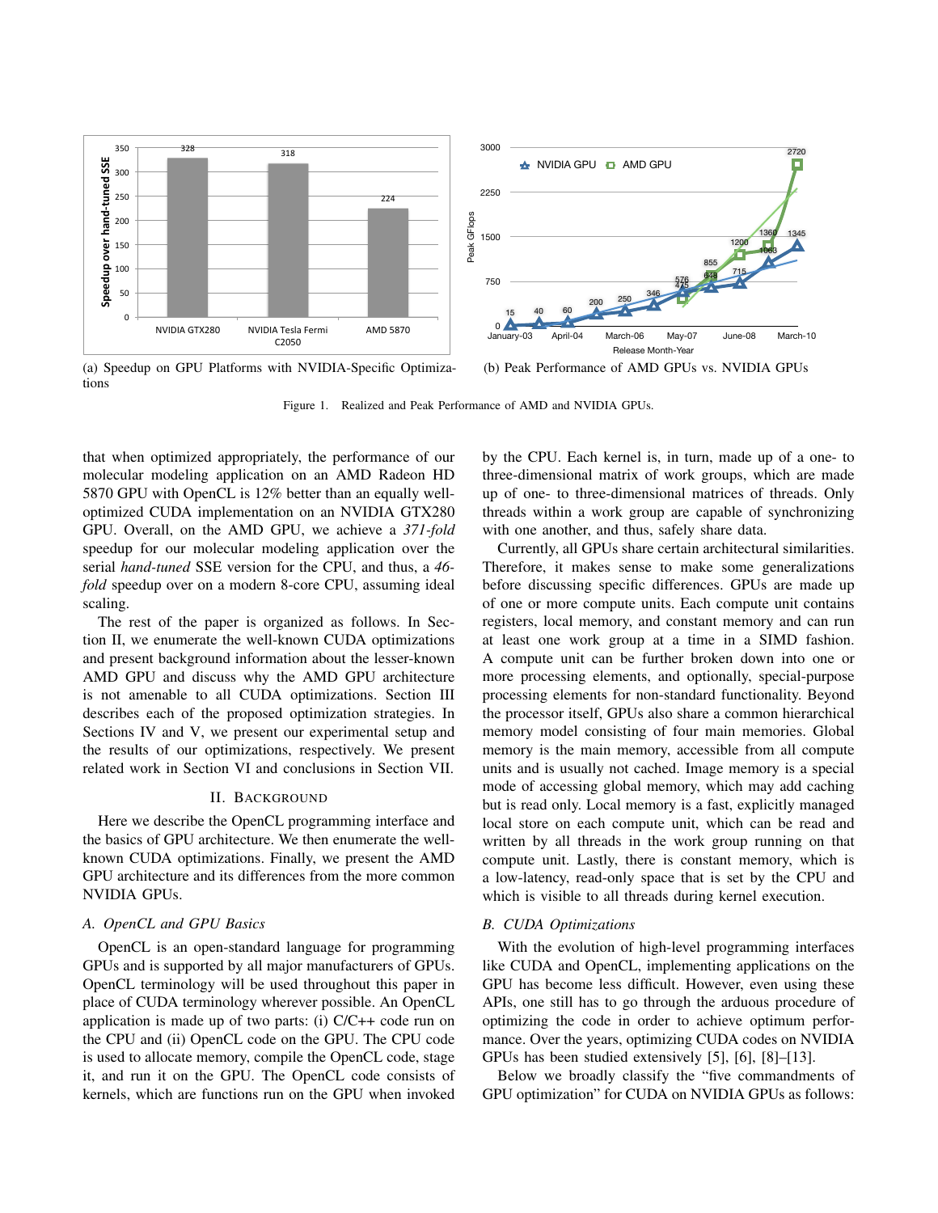350
300
250
200
150
100
50
0

Speedup over hand-tuned SSE

328
318
224

NVIDIA GTX280
NVIDIA Tesla Fermi C2050
AMD 5870

(a) Speedup on GPU Platforms with NVIDIA-Specific Optimizations

3000
2250
1500
750
0

Peak GFlops

NVIDIA GPU
AMD GPU

15
40
60
200
250
346
576
475
648
855
715
1200
1360
1063
1345
2720

January-03
April-04
March-06
May-07
June-08
March-10

Release Month-Year

(b) Peak Performance of AMD GPUs vs. NVIDIA GPUs

Figure 1. Realized and Peak Performance of AMD and NVIDIA GPUs.

that when optimized appropriately, the performance of our molecular modeling application on an AMD Radeon HD 5870 GPU with OpenCL is 12% better than an equally well-optimized CUDA implementation on an NVIDIA GTX280 GPU. Overall, on the AMD GPU, we achieve a *371-fold* speedup for our molecular modeling application over the serial *hand-tuned* SSE version for the CPU, and thus, a *46-fold* speedup over on a modern 8-core CPU, assuming ideal scaling.

The rest of the paper is organized as follows. In Section II, we enumerate the well-known CUDA optimizations and present background information about the lesser-known AMD GPU and discuss why the AMD GPU architecture is not amenable to all CUDA optimizations. Section III describes each of the proposed optimization strategies. In Sections IV and V, we present our experimental setup and the results of our optimizations, respectively. We present related work in Section VI and conclusions in Section VII.

## II. Background

Here we describe the OpenCL programming interface and the basics of GPU architecture. We then enumerate the well-known CUDA optimizations. Finally, we present the AMD GPU architecture and its differences from the more common NVIDIA GPUs.

### A. OpenCL and GPU Basics

OpenCL is an open-standard language for programming GPUs and is supported by all major manufacturers of GPUs. OpenCL terminology will be used throughout this paper in place of CUDA terminology wherever possible. An OpenCL application is made up of two parts: (i) C/C++ code run on the CPU and (ii) OpenCL code on the GPU. The CPU code is used to allocate memory, compile the OpenCL code, stage it, and run it on the GPU. The OpenCL code consists of kernels, which are functions run on the GPU when invoked by the CPU. Each kernel is, in turn, made up of a one- to three-dimensional matrix of work groups, which are made up of one- to three-dimensional matrices of threads. Only threads within a work group are capable of synchronizing with one another, and thus, safely share data.

Currently, all GPUs share certain architectural similarities. Therefore, it makes sense to make some generalizations before discussing specific differences. GPUs are made up of one or more compute units. Each compute unit contains registers, local memory, and constant memory and can run at least one work group at a time in a SIMD fashion. A compute unit can be further broken down into one or more processing elements, and optionally, special-purpose processing elements for non-standard functionality. Beyond the processor itself, GPUs also share a common hierarchical memory model consisting of four main memories. Global memory is the main memory, accessible from all compute units and is usually not cached. Image memory is a special mode of accessing global memory, which may add caching but is read only. Local memory is a fast, explicitly managed local store on each compute unit, which can be read and written by all threads in the work group running on that compute unit. Lastly, there is constant memory, which is a low-latency, read-only space that is set by the CPU and which is visible to all threads during kernel execution.

### B. CUDA Optimizations

With the evolution of high-level programming interfaces like CUDA and OpenCL, implementing applications on the GPU has become less difficult. However, even using these APIs, one still has to go through the arduous procedure of optimizing the code in order to achieve optimum performance. Over the years, optimizing CUDA codes on NVIDIA GPUs has been studied extensively [5], [6], [8]–[13].

Below we broadly classify the "five commandments of GPU optimization" for CUDA on NVIDIA GPUs as follows: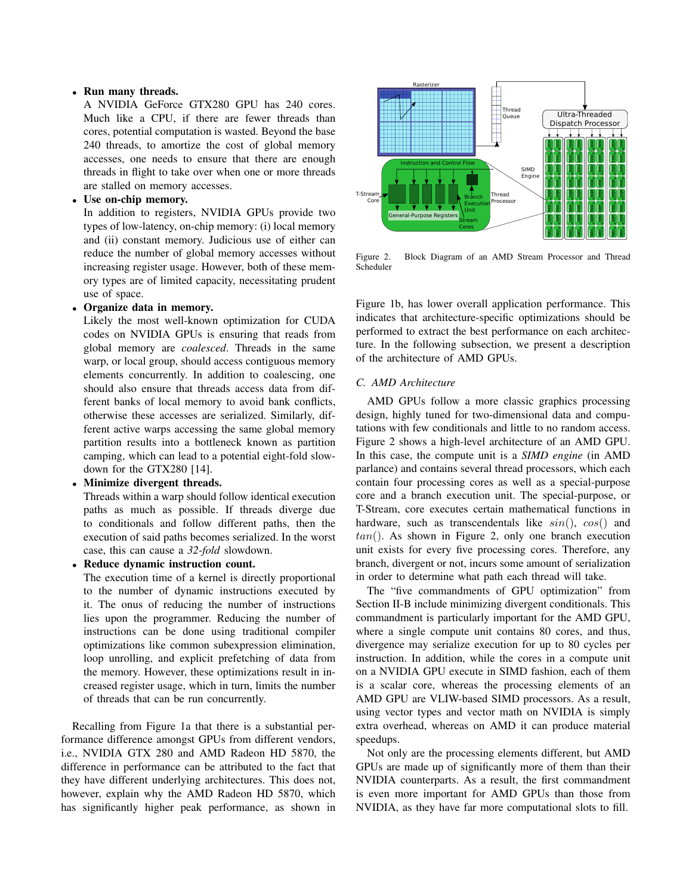- **Run many threads.**
  A NVIDIA GeForce GTX280 GPU has 240 cores. Much like a CPU, if there are fewer threads than cores, potential computation is wasted. Beyond the base 240 threads, to amortize the cost of global memory accesses, one needs to ensure that there are enough threads in flight to take over when one or more threads are stalled on memory accesses.
- **Use on-chip memory.**
  In addition to registers, NVIDIA GPUs provide two types of low-latency, on-chip memory: (i) local memory and (ii) constant memory. Judicious use of either can reduce the number of global memory accesses without increasing register usage. However, both of these memory types are of limited capacity, necessitating prudent use of space.
- **Organize data in memory.**
  Likely the most well-known optimization for CUDA codes on NVIDIA GPUs is ensuring that reads from global memory are *coalesced*. Threads in the same warp, or local group, should access contiguous memory elements concurrently. In addition to coalescing, one should also ensure that threads access data from different banks of local memory to avoid bank conflicts, otherwise these accesses are serialized. Similarly, different active warps accessing the same global memory partition results into a bottleneck known as partition camping, which can lead to a potential eight-fold slowdown for the GTX280 [14].
- **Minimize divergent threads.**
  Threads within a warp should follow identical execution paths as much as possible. If threads diverge due to conditionals and follow different paths, then the execution of said paths becomes serialized. In the worst case, this can cause a *32-fold* slowdown.
- **Reduce dynamic instruction count.**
  The execution time of a kernel is directly proportional to the number of dynamic instructions executed by it. The onus of reducing the number of instructions lies upon the programmer. Reducing the number of instructions can be done using traditional compiler optimizations like common subexpression elimination, loop unrolling, and explicit prefetching of data from the memory. However, these optimizations result in increased register usage, which in turn, limits the number of threads that can be run concurrently.

Recalling from Figure 1a that there is a substantial performance difference amongst GPUs from different vendors, i.e., NVIDIA GTX 280 and AMD Radeon HD 5870, the difference in performance can be attributed to the fact that they have different underlying architectures. This does not, however, explain why the AMD Radeon HD 5870, which has significantly higher peak performance, as shown in Figure 1b, has lower overall application performance. This indicates that architecture-specific optimizations should be performed to extract the best performance on each architecture. In the following subsection, we present a description of the architecture of AMD GPUs.

Figure 2. Block Diagram of an AMD Stream Processor and Thread Scheduler

### C. AMD Architecture

AMD GPUs follow a more classic graphics processing design, highly tuned for two-dimensional data and computations with few conditionals and little to no random access. Figure 2 shows a high-level architecture of an AMD GPU. In this case, the compute unit is a *SIMD engine* (in AMD parlance) and contains several thread processors, which each contain four processing cores as well as a special-purpose core and a branch execution unit. The special-purpose, or T-Stream, core executes certain mathematical functions in hardware, such as transcendentals like $sin()$, $cos()$ and $tan()$. As shown in Figure 2, only one branch execution unit exists for every five processing cores. Therefore, any branch, divergent or not, incurs some amount of serialization in order to determine what path each thread will take.

The "five commandments of GPU optimization" from Section II-B include minimizing divergent conditionals. This commandment is particularly important for the AMD GPU, where a single compute unit contains 80 cores, and thus, divergence may serialize execution for up to 80 cycles per instruction. In addition, while the cores in a compute unit on a NVIDIA GPU execute in SIMD fashion, each of them is a scalar core, whereas the processing elements of an AMD GPU are VLIW-based SIMD processors. As a result, using vector types and vector math on NVIDIA is simply extra overhead, whereas on AMD it can produce material speedups.

Not only are the processing elements different, but AMD GPUs are made up of significantly more of them than their NVIDIA counterparts. As a result, the first commandment is even more important for AMD GPUs than those from NVIDIA, as they have far more computational slots to fill.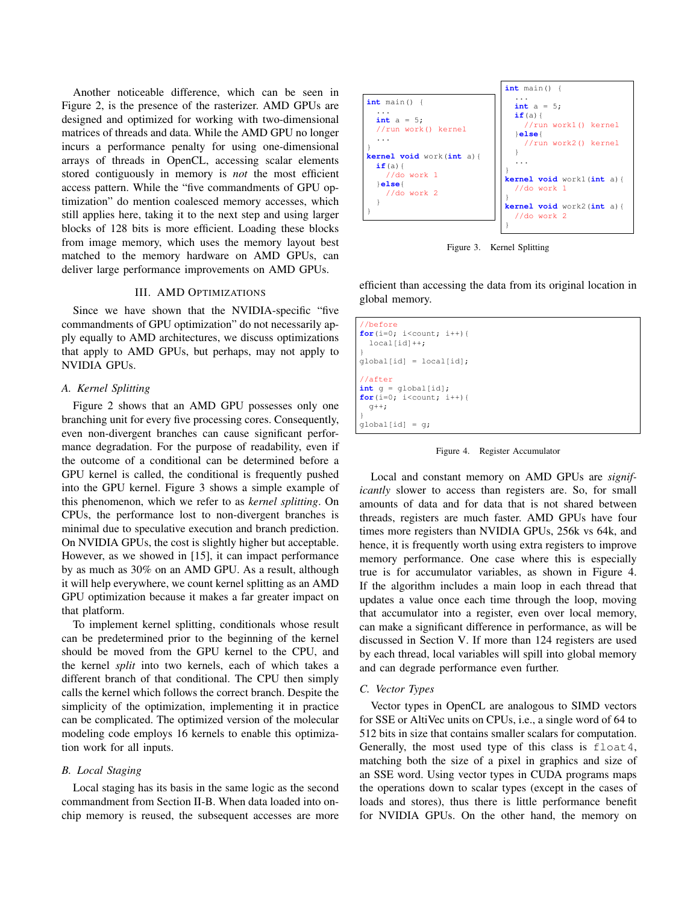Another noticeable difference, which can be seen in Figure 2, is the presence of the rasterizer. AMD GPUs are designed and optimized for working with two-dimensional matrices of threads and data. While the AMD GPU no longer incurs a performance penalty for using one-dimensional arrays of threads in OpenCL, accessing scalar elements stored contiguously in memory is *not* the most efficient access pattern. While the "five commandments of GPU optimization" do mention coalesced memory accesses, which still applies here, taking it to the next step and using larger blocks of 128 bits is more efficient. Loading these blocks from image memory, which uses the memory layout best matched to the memory hardware on AMD GPUs, can deliver large performance improvements on AMD GPUs.

## III. AMD Optimizations

Since we have shown that the NVIDIA-specific "five commandments of GPU optimization" do not necessarily apply equally to AMD architectures, we discuss optimizations that apply to AMD GPUs, but perhaps, may not apply to NVIDIA GPUs.

### A. Kernel Splitting

Figure 2 shows that an AMD GPU possesses only one branching unit for every five processing cores. Consequently, even non-divergent branches can cause significant performance degradation. For the purpose of readability, even if the outcome of a conditional can be determined before a GPU kernel is called, the conditional is frequently pushed into the GPU kernel. Figure 3 shows a simple example of this phenomenon, which we refer to as *kernel splitting*. On CPUs, the performance lost to non-divergent branches is minimal due to speculative execution and branch prediction. On NVIDIA GPUs, the cost is slightly higher but acceptable. However, as we showed in [15], it can impact performance by as much as 30% on an AMD GPU. As a result, although it will help everywhere, we count kernel splitting as an AMD GPU optimization because it makes a far greater impact on that platform.

To implement kernel splitting, conditionals whose result can be predetermined prior to the beginning of the kernel should be moved from the GPU kernel to the CPU, and the kernel *split* into two kernels, each of which takes a different branch of that conditional. The CPU then simply calls the kernel which follows the correct branch. Despite the simplicity of the optimization, implementing it in practice can be complicated. The optimized version of the molecular modeling code employs 16 kernels to enable this optimization work for all inputs.

### B. Local Staging

Local staging has its basis in the same logic as the second commandment from Section II-B. When data loaded into on-chip memory is reused, the subsequent accesses are more efficient than accessing the data from its original location in global memory.

```
int main() {
  ...
  int a = 5;
  //run work() kernel
  ...
}
kernel void work(int a){
  if(a){
    //do work 1
  }else{
    //do work 2
  }
}
```

```
int main() {
  ...
  int a = 5;
  if(a){
    //run work1() kernel
  }else{
    //run work2() kernel
  }
  ...
}
kernel void work1(int a){
  //do work 1
}
kernel void work2(int a){
  //do work 2
}
```

Figure 3. Kernel Splitting

```
//before
for(i=0; i<count; i++){
  local[id]++;
}
global[id] = local[id];

//after
int g = global[id];
for(i=0; i<count; i++){
  g++;
}
global[id] = g;
```

Figure 4. Register Accumulator

Local and constant memory on AMD GPUs are *significantly* slower to access than registers are. So, for small amounts of data and for data that is not shared between threads, registers are much faster. AMD GPUs have four times more registers than NVIDIA GPUs, 256k vs 64k, and hence, it is frequently worth using extra registers to improve memory performance. One case where this is especially true is for accumulator variables, as shown in Figure 4. If the algorithm includes a main loop in each thread that updates a value once each time through the loop, moving that accumulator into a register, even over local memory, can make a significant difference in performance, as will be discussed in Section V. If more than 124 registers are used by each thread, local variables will spill into global memory and can degrade performance even further.

### C. Vector Types

Vector types in OpenCL are analogous to SIMD vectors for SSE or AltiVec units on CPUs, i.e., a single word of 64 to 512 bits in size that contains smaller scalars for computation. Generally, the most used type of this class is `float4`, matching both the size of a pixel in graphics and size of an SSE word. Using vector types in CUDA programs maps the operations down to scalar types (except in the cases of loads and stores), thus there is little performance benefit for NVIDIA GPUs. On the other hand, the memory on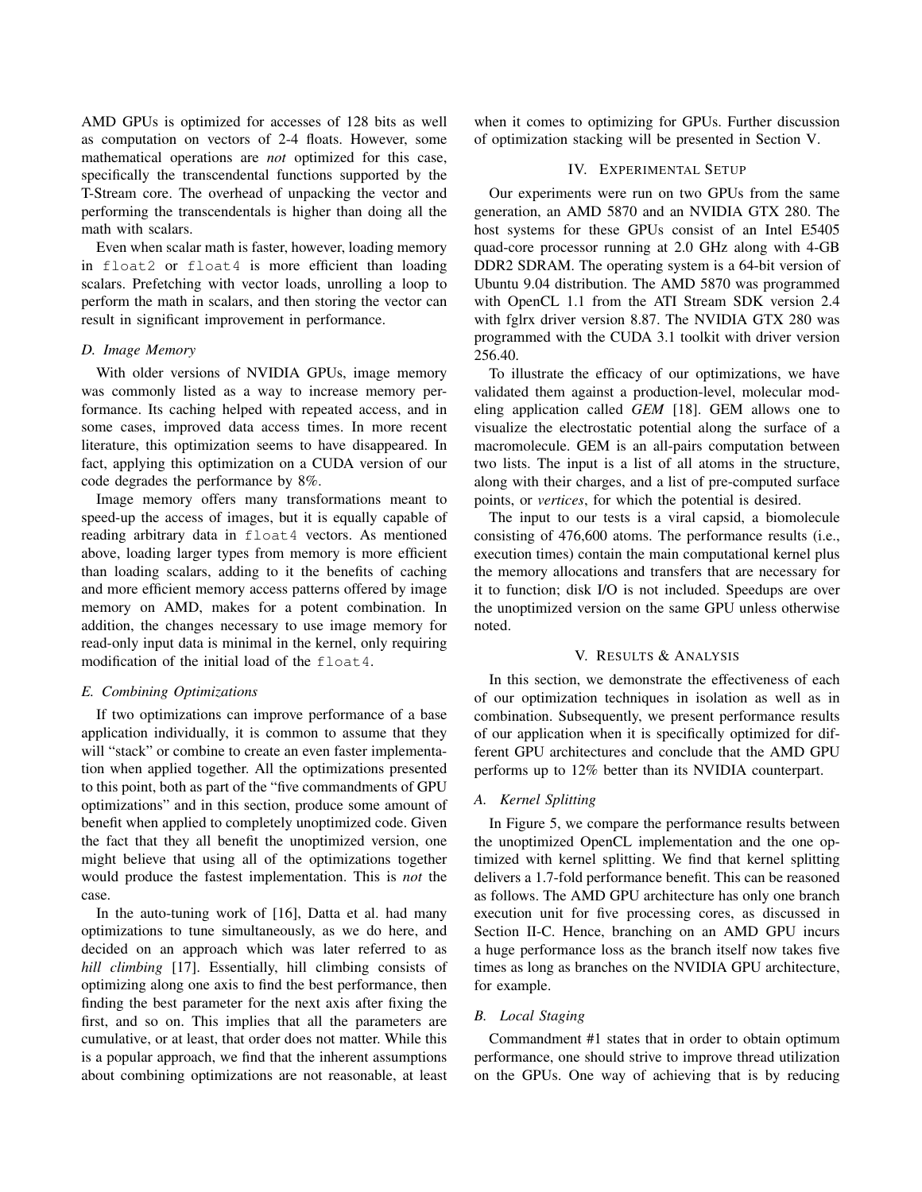AMD GPUs is optimized for accesses of 128 bits as well as computation on vectors of 2-4 floats. However, some mathematical operations are *not* optimized for this case, specifically the transcendental functions supported by the T-Stream core. The overhead of unpacking the vector and performing the transcendentals is higher than doing all the math with scalars.

Even when scalar math is faster, however, loading memory in `float2` or `float4` is more efficient than loading scalars. Prefetching with vector loads, unrolling a loop to perform the math in scalars, and then storing the vector can result in significant improvement in performance.

### *D. Image Memory*

With older versions of NVIDIA GPUs, image memory was commonly listed as a way to increase memory performance. Its caching helped with repeated access, and in some cases, improved data access times. In more recent literature, this optimization seems to have disappeared. In fact, applying this optimization on a CUDA version of our code degrades the performance by 8%.

Image memory offers many transformations meant to speed-up the access of images, but it is equally capable of reading arbitrary data in `float4` vectors. As mentioned above, loading larger types from memory is more efficient than loading scalars, adding to it the benefits of caching and more efficient memory access patterns offered by image memory on AMD, makes for a potent combination. In addition, the changes necessary to use image memory for read-only input data is minimal in the kernel, only requiring modification of the initial load of the `float4`.

### *E. Combining Optimizations*

If two optimizations can improve performance of a base application individually, it is common to assume that they will "stack" or combine to create an even faster implementation when applied together. All the optimizations presented to this point, both as part of the "five commandments of GPU optimizations" and in this section, produce some amount of benefit when applied to completely unoptimized code. Given the fact that they all benefit the unoptimized version, one might believe that using all of the optimizations together would produce the fastest implementation. This is *not* the case.

In the auto-tuning work of [16], Datta et al. had many optimizations to tune simultaneously, as we do here, and decided on an approach which was later referred to as *hill climbing* [17]. Essentially, hill climbing consists of optimizing along one axis to find the best performance, then finding the best parameter for the next axis after fixing the first, and so on. This implies that all the parameters are cumulative, or at least, that order does not matter. While this is a popular approach, we find that the inherent assumptions about combining optimizations are not reasonable, at least when it comes to optimizing for GPUs. Further discussion of optimization stacking will be presented in Section V.

## IV. Experimental Setup

Our experiments were run on two GPUs from the same generation, an AMD 5870 and an NVIDIA GTX 280. The host systems for these GPUs consist of an Intel E5405 quad-core processor running at 2.0 GHz along with 4-GB DDR2 SDRAM. The operating system is a 64-bit version of Ubuntu 9.04 distribution. The AMD 5870 was programmed with OpenCL 1.1 from the ATI Stream SDK version 2.4 with fglrx driver version 8.87. The NVIDIA GTX 280 was programmed with the CUDA 3.1 toolkit with driver version 256.40.

To illustrate the efficacy of our optimizations, we have validated them against a production-level, molecular modeling application called *GEM* [18]. GEM allows one to visualize the electrostatic potential along the surface of a macromolecule. GEM is an all-pairs computation between two lists. The input is a list of all atoms in the structure, along with their charges, and a list of pre-computed surface points, or *vertices*, for which the potential is desired.

The input to our tests is a viral capsid, a biomolecule consisting of 476,600 atoms. The performance results (i.e., execution times) contain the main computational kernel plus the memory allocations and transfers that are necessary for it to function; disk I/O is not included. Speedups are over the unoptimized version on the same GPU unless otherwise noted.

## V. Results & Analysis

In this section, we demonstrate the effectiveness of each of our optimization techniques in isolation as well as in combination. Subsequently, we present performance results of our application when it is specifically optimized for different GPU architectures and conclude that the AMD GPU performs up to 12% better than its NVIDIA counterpart.

### *A. Kernel Splitting*

In Figure 5, we compare the performance results between the unoptimized OpenCL implementation and the one optimized with kernel splitting. We find that kernel splitting delivers a 1.7-fold performance benefit. This can be reasoned as follows. The AMD GPU architecture has only one branch execution unit for five processing cores, as discussed in Section II-C. Hence, branching on an AMD GPU incurs a huge performance loss as the branch itself now takes five times as long as branches on the NVIDIA GPU architecture, for example.

### *B. Local Staging*

Commandment #1 states that in order to obtain optimum performance, one should strive to improve thread utilization on the GPUs. One way of achieving that is by reducing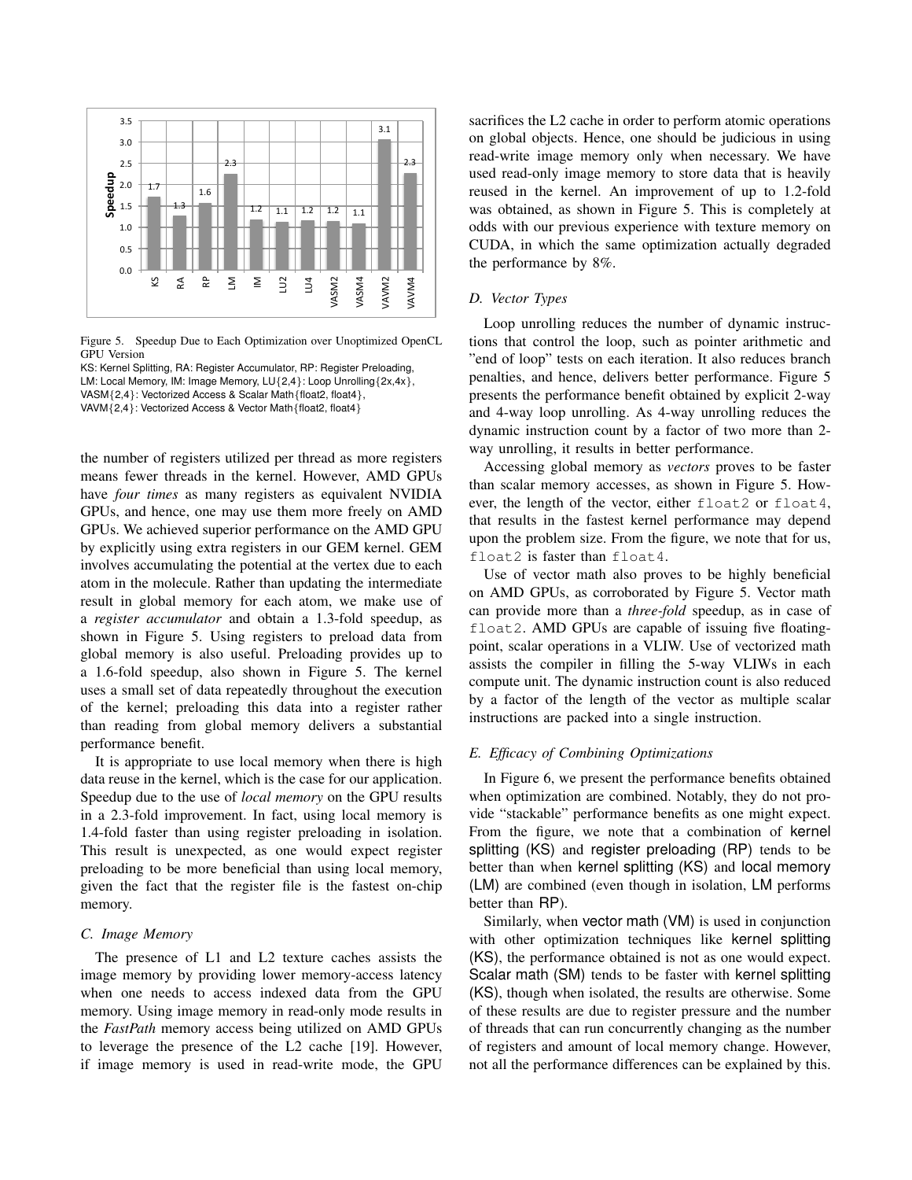Figure 5. Speedup Due to Each Optimization over Unoptimized OpenCL GPU Version

KS: Kernel Splitting, RA: Register Accumulator, RP: Register Preloading, LM: Local Memory, IM: Image Memory, LU{2,4}: Loop Unrolling{2x,4x}, VASM{2,4}: Vectorized Access & Scalar Math{float2, float4}, VAVM{2,4}: Vectorized Access & Vector Math{float2, float4}

the number of registers utilized per thread as more registers means fewer threads in the kernel. However, AMD GPUs have *four times* as many registers as equivalent NVIDIA GPUs, and hence, one may use them more freely on AMD GPUs. We achieved superior performance on the AMD GPU by explicitly using extra registers in our GEM kernel. GEM involves accumulating the potential at the vertex due to each atom in the molecule. Rather than updating the intermediate result in global memory for each atom, we make use of a *register accumulator* and obtain a 1.3-fold speedup, as shown in Figure 5. Using registers to preload data from global memory is also useful. Preloading provides up to a 1.6-fold speedup, also shown in Figure 5. The kernel uses a small set of data repeatedly throughout the execution of the kernel; preloading this data into a register rather than reading from global memory delivers a substantial performance benefit.

It is appropriate to use local memory when there is high data reuse in the kernel, which is the case for our application. Speedup due to the use of *local memory* on the GPU results in a 2.3-fold improvement. In fact, using local memory is 1.4-fold faster than using register preloading in isolation. This result is unexpected, as one would expect register preloading to be more beneficial than using local memory, given the fact that the register file is the fastest on-chip memory.

### C. Image Memory

The presence of L1 and L2 texture caches assists the image memory by providing lower memory-access latency when one needs to access indexed data from the GPU memory. Using image memory in read-only mode results in the *FastPath* memory access being utilized on AMD GPUs to leverage the presence of the L2 cache [19]. However, if image memory is used in read-write mode, the GPU sacrifices the L2 cache in order to perform atomic operations on global objects. Hence, one should be judicious in using read-write image memory only when necessary. We have used read-only image memory to store data that is heavily reused in the kernel. An improvement of up to 1.2-fold was obtained, as shown in Figure 5. This is completely at odds with our previous experience with texture memory on CUDA, in which the same optimization actually degraded the performance by 8%.

### D. Vector Types

Loop unrolling reduces the number of dynamic instructions that control the loop, such as pointer arithmetic and "end of loop" tests on each iteration. It also reduces branch penalties, and hence, delivers better performance. Figure 5 presents the performance benefit obtained by explicit 2-way and 4-way loop unrolling. As 4-way unrolling reduces the dynamic instruction count by a factor of two more than 2-way unrolling, it results in better performance.

Accessing global memory as *vectors* proves to be faster than scalar memory accesses, as shown in Figure 5. However, the length of the vector, either `float2` or `float4`, that results in the fastest kernel performance may depend upon the problem size. From the figure, we note that for us, `float2` is faster than `float4`.

Use of vector math also proves to be highly beneficial on AMD GPUs, as corroborated by Figure 5. Vector math can provide more than a *three-fold* speedup, as in case of `float2`. AMD GPUs are capable of issuing five floating-point, scalar operations in a VLIW. Use of vectorized math assists the compiler in filling the 5-way VLIWs in each compute unit. The dynamic instruction count is also reduced by a factor of the length of the vector as multiple scalar instructions are packed into a single instruction.

### E. Efficacy of Combining Optimizations

In Figure 6, we present the performance benefits obtained when optimization are combined. Notably, they do not provide "stackable" performance benefits as one might expect. From the figure, we note that a combination of kernel splitting (KS) and register preloading (RP) tends to be better than when kernel splitting (KS) and local memory (LM) are combined (even though in isolation, LM performs better than RP).

Similarly, when vector math (VM) is used in conjunction with other optimization techniques like kernel splitting (KS), the performance obtained is not as one would expect. Scalar math (SM) tends to be faster with kernel splitting (KS), though when isolated, the results are otherwise. Some of these results are due to register pressure and the number of threads that can run concurrently changing as the number of registers and amount of local memory change. However, not all the performance differences can be explained by this.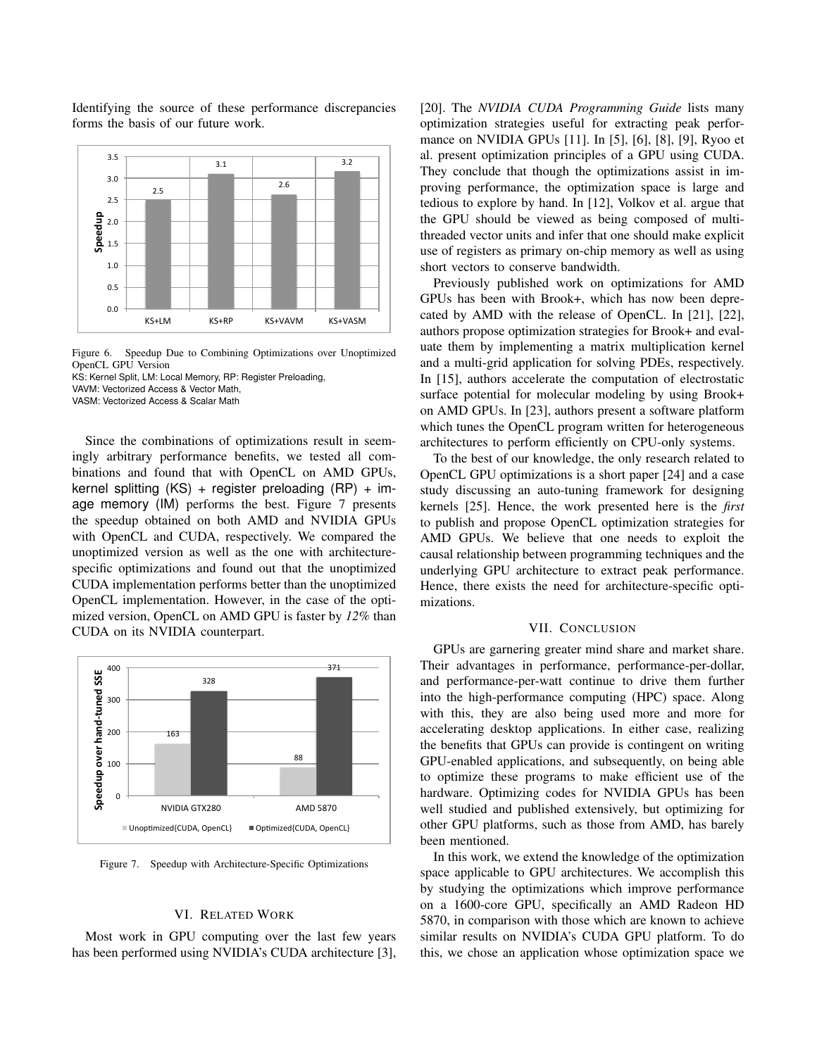Identifying the source of these performance discrepancies forms the basis of our future work.

Figure 6. Speedup Due to Combining Optimizations over Unoptimized OpenCL GPU Version
KS: Kernel Split, LM: Local Memory, RP: Register Preloading,
VAVM: Vectorized Access & Vector Math,
VASM: Vectorized Access & Scalar Math

Since the combinations of optimizations result in seemingly arbitrary performance benefits, we tested all combinations and found that with OpenCL on AMD GPUs, kernel splitting (KS) + register preloading (RP) + image memory (IM) performs the best. Figure 7 presents the speedup obtained on both AMD and NVIDIA GPUs with OpenCL and CUDA, respectively. We compared the unoptimized version as well as the one with architecture-specific optimizations and found out that the unoptimized CUDA implementation performs better than the unoptimized OpenCL implementation. However, in the case of the optimized version, OpenCL on AMD GPU is faster by *12%* than CUDA on its NVIDIA counterpart.

Figure 7. Speedup with Architecture-Specific Optimizations

## VI. Related Work

Most work in GPU computing over the last few years has been performed using NVIDIA's CUDA architecture [3], [20]. The *NVIDIA CUDA Programming Guide* lists many optimization strategies useful for extracting peak performance on NVIDIA GPUs [11]. In [5], [6], [8], [9], Ryoo et al. present optimization principles of a GPU using CUDA. They conclude that though the optimizations assist in improving performance, the optimization space is large and tedious to explore by hand. In [12], Volkov et al. argue that the GPU should be viewed as being composed of multi-threaded vector units and infer that one should make explicit use of registers as primary on-chip memory as well as using short vectors to conserve bandwidth.

Previously published work on optimizations for AMD GPUs has been with Brook+, which has now been deprecated by AMD with the release of OpenCL. In [21], [22], authors propose optimization strategies for Brook+ and evaluate them by implementing a matrix multiplication kernel and a multi-grid application for solving PDEs, respectively. In [15], authors accelerate the computation of electrostatic surface potential for molecular modeling by using Brook+ on AMD GPUs. In [23], authors present a software platform which tunes the OpenCL program written for heterogeneous architectures to perform efficiently on CPU-only systems.

To the best of our knowledge, the only research related to OpenCL GPU optimizations is a short paper [24] and a case study discussing an auto-tuning framework for designing kernels [25]. Hence, the work presented here is the *first* to publish and propose OpenCL optimization strategies for AMD GPUs. We believe that one needs to exploit the causal relationship between programming techniques and the underlying GPU architecture to extract peak performance. Hence, there exists the need for architecture-specific optimizations.

## VII. Conclusion

GPUs are garnering greater mind share and market share. Their advantages in performance, performance-per-dollar, and performance-per-watt continue to drive them further into the high-performance computing (HPC) space. Along with this, they are also being used more and more for accelerating desktop applications. In either case, realizing the benefits that GPUs can provide is contingent on writing GPU-enabled applications, and subsequently, on being able to optimize these programs to make efficient use of the hardware. Optimizing codes for NVIDIA GPUs has been well studied and published extensively, but optimizing for other GPU platforms, such as those from AMD, has barely been mentioned.

In this work, we extend the knowledge of the optimization space applicable to GPU architectures. We accomplish this by studying the optimizations which improve performance on a 1600-core GPU, specifically an AMD Radeon HD 5870, in comparison with those which are known to achieve similar results on NVIDIA's CUDA GPU platform. To do this, we chose an application whose optimization space we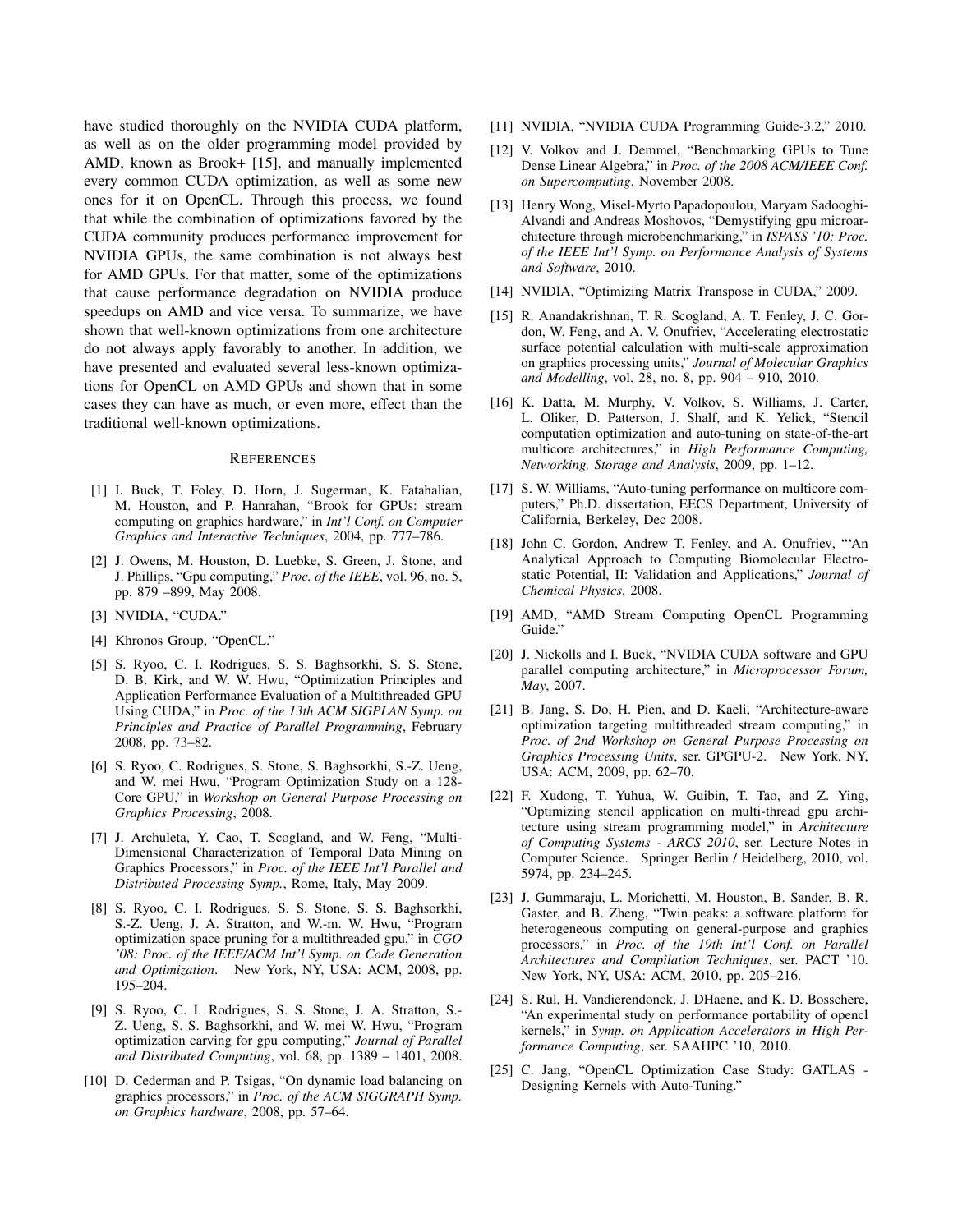have studied thoroughly on the NVIDIA CUDA platform, as well as on the older programming model provided by AMD, known as Brook+ [15], and manually implemented every common CUDA optimization, as well as some new ones for it on OpenCL. Through this process, we found that while the combination of optimizations favored by the CUDA community produces performance improvement for NVIDIA GPUs, the same combination is not always best for AMD GPUs. For that matter, some of the optimizations that cause performance degradation on NVIDIA produce speedups on AMD and vice versa. To summarize, we have shown that well-known optimizations from one architecture do not always apply favorably to another. In addition, we have presented and evaluated several less-known optimizations for OpenCL on AMD GPUs and shown that in some cases they can have as much, or even more, effect than the traditional well-known optimizations.

## References

[1] I. Buck, T. Foley, D. Horn, J. Sugerman, K. Fatahalian, M. Houston, and P. Hanrahan, "Brook for GPUs: stream computing on graphics hardware," in *Int'l Conf. on Computer Graphics and Interactive Techniques*, 2004, pp. 777–786.

[2] J. Owens, M. Houston, D. Luebke, S. Green, J. Stone, and J. Phillips, "Gpu computing," *Proc. of the IEEE*, vol. 96, no. 5, pp. 879 –899, May 2008.

[3] NVIDIA, "CUDA."

[4] Khronos Group, "OpenCL."

[5] S. Ryoo, C. I. Rodrigues, S. S. Baghsorkhi, S. S. Stone, D. B. Kirk, and W. W. Hwu, "Optimization Principles and Application Performance Evaluation of a Multithreaded GPU Using CUDA," in *Proc. of the 13th ACM SIGPLAN Symp. on Principles and Practice of Parallel Programming*, February 2008, pp. 73–82.

[6] S. Ryoo, C. Rodrigues, S. Stone, S. Baghsorkhi, S.-Z. Ueng, and W. mei Hwu, "Program Optimization Study on a 128-Core GPU," in *Workshop on General Purpose Processing on Graphics Processing*, 2008.

[7] J. Archuleta, Y. Cao, T. Scogland, and W. Feng, "Multi-Dimensional Characterization of Temporal Data Mining on Graphics Processors," in *Proc. of the IEEE Int'l Parallel and Distributed Processing Symp.*, Rome, Italy, May 2009.

[8] S. Ryoo, C. I. Rodrigues, S. S. Stone, S. S. Baghsorkhi, S.-Z. Ueng, J. A. Stratton, and W.-m. W. Hwu, "Program optimization space pruning for a multithreaded gpu," in *CGO '08: Proc. of the IEEE/ACM Int'l Symp. on Code Generation and Optimization*. New York, NY, USA: ACM, 2008, pp. 195–204.

[9] S. Ryoo, C. I. Rodrigues, S. S. Stone, J. A. Stratton, S.-Z. Ueng, S. S. Baghsorkhi, and W. mei W. Hwu, "Program optimization carving for gpu computing," *Journal of Parallel and Distributed Computing*, vol. 68, pp. 1389 – 1401, 2008.

[10] D. Cederman and P. Tsigas, "On dynamic load balancing on graphics processors," in *Proc. of the ACM SIGGRAPH Symp. on Graphics hardware*, 2008, pp. 57–64.

[11] NVIDIA, "NVIDIA CUDA Programming Guide-3.2," 2010.

[12] V. Volkov and J. Demmel, "Benchmarking GPUs to Tune Dense Linear Algebra," in *Proc. of the 2008 ACM/IEEE Conf. on Supercomputing*, November 2008.

[13] Henry Wong, Misel-Myrto Papadopoulou, Maryam Sadooghi-Alvandi and Andreas Moshovos, "Demystifying gpu microarchitecture through microbenchmarking," in *ISPASS '10: Proc. of the IEEE Int'l Symp. on Performance Analysis of Systems and Software*, 2010.

[14] NVIDIA, "Optimizing Matrix Transpose in CUDA," 2009.

[15] R. Anandakrishnan, T. R. Scogland, A. T. Fenley, J. C. Gordon, W. Feng, and A. V. Onufriev, "Accelerating electrostatic surface potential calculation with multi-scale approximation on graphics processing units," *Journal of Molecular Graphics and Modelling*, vol. 28, no. 8, pp. 904 – 910, 2010.

[16] K. Datta, M. Murphy, V. Volkov, S. Williams, J. Carter, L. Oliker, D. Patterson, J. Shalf, and K. Yelick, "Stencil computation optimization and auto-tuning on state-of-the-art multicore architectures," in *High Performance Computing, Networking, Storage and Analysis*, 2009, pp. 1–12.

[17] S. W. Williams, "Auto-tuning performance on multicore computers," Ph.D. dissertation, EECS Department, University of California, Berkeley, Dec 2008.

[18] John C. Gordon, Andrew T. Fenley, and A. Onufriev, "'An Analytical Approach to Computing Biomolecular Electrostatic Potential, II: Validation and Applications," *Journal of Chemical Physics*, 2008.

[19] AMD, "AMD Stream Computing OpenCL Programming Guide."

[20] J. Nickolls and I. Buck, "NVIDIA CUDA software and GPU parallel computing architecture," in *Microprocessor Forum, May*, 2007.

[21] B. Jang, S. Do, H. Pien, and D. Kaeli, "Architecture-aware optimization targeting multithreaded stream computing," in *Proc. of 2nd Workshop on General Purpose Processing on Graphics Processing Units*, ser. GPGPU-2. New York, NY, USA: ACM, 2009, pp. 62–70.

[22] F. Xudong, T. Yuhua, W. Guibin, T. Tao, and Z. Ying, "Optimizing stencil application on multi-thread gpu architecture using stream programming model," in *Architecture of Computing Systems - ARCS 2010*, ser. Lecture Notes in Computer Science. Springer Berlin / Heidelberg, 2010, vol. 5974, pp. 234–245.

[23] J. Gummaraju, L. Morichetti, M. Houston, B. Sander, B. R. Gaster, and B. Zheng, "Twin peaks: a software platform for heterogeneous computing on general-purpose and graphics processors," in *Proc. of the 19th Int'l Conf. on Parallel Architectures and Compilation Techniques*, ser. PACT '10. New York, NY, USA: ACM, 2010, pp. 205–216.

[24] S. Rul, H. Vandierendonck, J. DHaene, and K. D. Bosschere, "An experimental study on performance portability of opencl kernels," in *Symp. on Application Accelerators in High Performance Computing*, ser. SAAHPC '10, 2010.

[25] C. Jang, "OpenCL Optimization Case Study: GATLAS - Designing Kernels with Auto-Tuning."